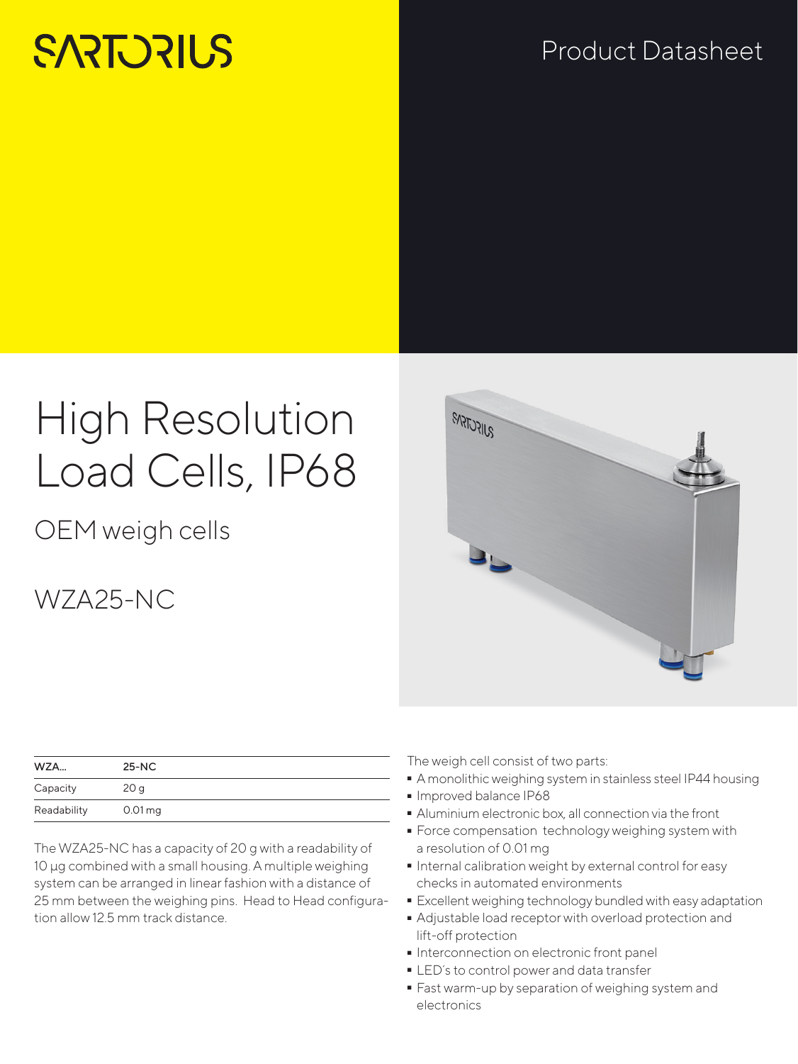SARTORIUS

Product Datasheet

# High Resolution Load Cells, IP68

## OEM weigh cells

## WZA25-NC

| WZA... | 25-NC |
|---|---|
| Capacity | 20 g |
| Readability | 0.01 mg |

The WZA25-NC has a capacity of 20 g with a readability of 10 µg combined with a small housing. A multiple weighing system can be arranged in linear fashion with a distance of 25 mm between the weighing pins. Head to Head configuration allow 12.5 mm track distance.

The weigh cell consist of two parts:

- A monolithic weighing system in stainless steel IP44 housing
- Improved balance IP68
- Aluminium electronic box, all connection via the front
- Force compensation technology weighing system with a resolution of 0.01 mg
- Internal calibration weight by external control for easy checks in automated environments
- Excellent weighing technology bundled with easy adaptation
- Adjustable load receptor with overload protection and lift-off protection
- Interconnection on electronic front panel
- LED's to control power and data transfer
- Fast warm-up by separation of weighing system and electronics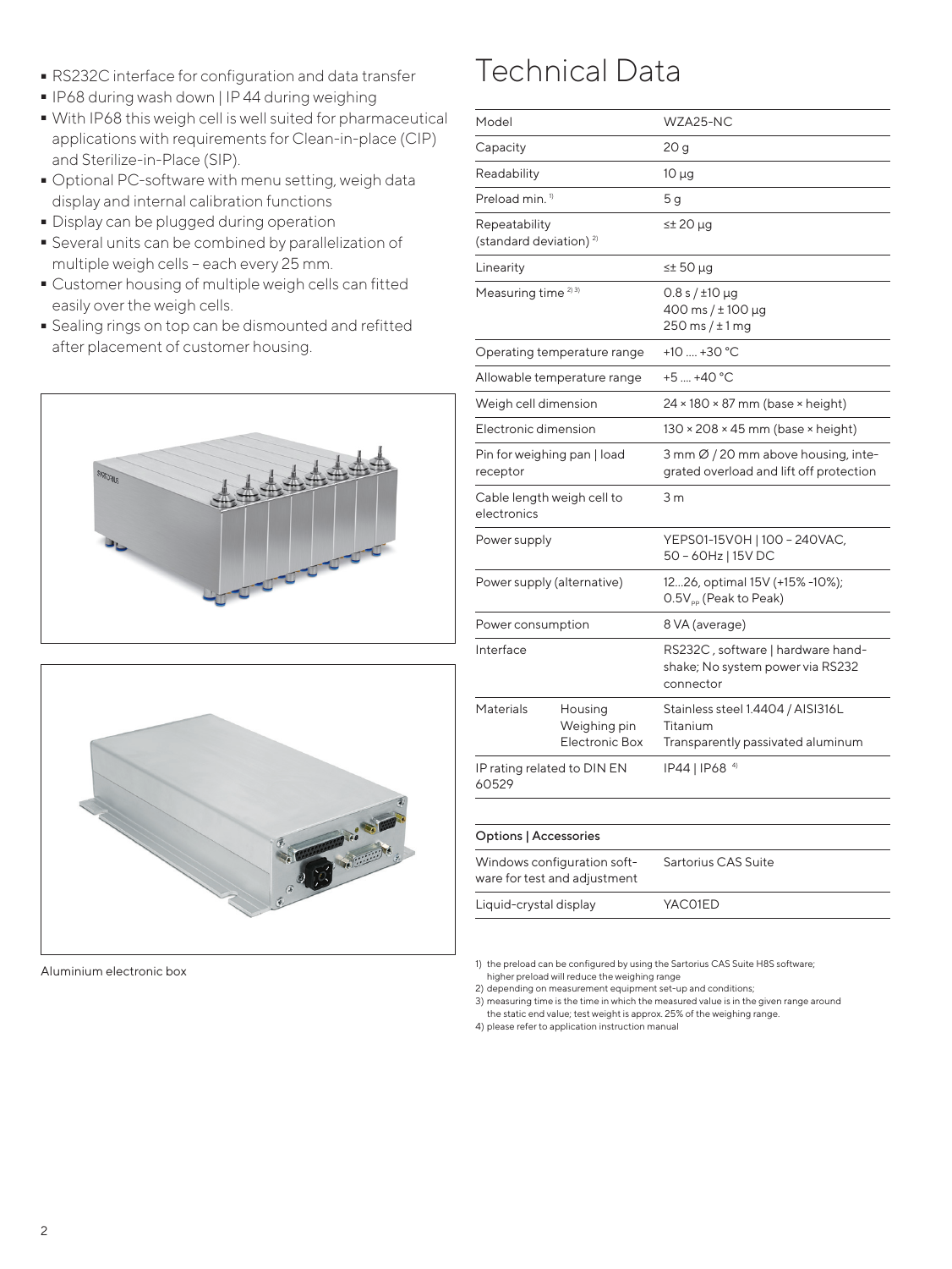- RS232C interface for configuration and data transfer
- IP68 during wash down | IP 44 during weighing
- With IP68 this weigh cell is well suited for pharmaceutical applications with requirements for Clean-in-place (CIP) and Sterilize-in-Place (SIP).
- Optional PC-software with menu setting, weigh data display and internal calibration functions
- Display can be plugged during operation
- Several units can be combined by parallelization of multiple weigh cells – each every 25 mm.
- Customer housing of multiple weigh cells can fitted easily over the weigh cells.
- Sealing rings on top can be dismounted and refitted after placement of customer housing.

Aluminium electronic box

# Technical Data

| Model | | WZA25-NC |
|---|---|---|
| Capacity | | 20 g |
| Readability | | 10 µg |
| Preload min. [1] | | 5 g |
| Repeatability (standard deviation) [2] | | ≤± 20 µg |
| Linearity | | ≤± 50 µg |
| Measuring time [2) 3)] | | 0.8 s / ±10 µg<br>400 ms / ± 100 µg<br>250 ms / ± 1 mg |
| Operating temperature range | | +10 .... +30 °C |
| Allowable temperature range | | +5 .... +40 °C |
| Weigh cell dimension | | 24 × 180 × 87 mm (base × height) |
| Electronic dimension | | 130 × 208 × 45 mm (base × height) |
| Pin for weighing pan \| load receptor | | 3 mm Ø / 20 mm above housing, integrated overload and lift off protection |
| Cable length weigh cell to electronics | | 3 m |
| Power supply | | YEPS01-15V0H \| 100 – 240VAC, 50 – 60Hz \| 15V DC |
| Power supply (alternative) | | 12...26, optimal 15V (+15% -10%); 0.5$V_{PP}$ (Peak to Peak) |
| Power consumption | | 8 VA (average) |
| Interface | | RS232C , software \| hardware handshake; No system power via RS232 connector |
| Materials | Housing<br>Weighing pin<br>Electronic Box | Stainless steel 1.4404 / AISI316L<br>Titanium<br>Transparently passivated aluminum |
| IP rating related to DIN EN 60529 | | IP44 \| IP68 [4] |

| Options \| Accessories | |
|---|---|
| Windows configuration software for test and adjustment | Sartorius CAS Suite |
| Liquid-crystal display | YAC01ED |

1) the preload can be configured by using the Sartorius CAS Suite H8S software; higher preload will reduce the weighing range
2) depending on measurement equipment set-up and conditions;
3) measuring time is the time in which the measured value is in the given range around the static end value; test weight is approx. 25% of the weighing range.
4) please refer to application instruction manual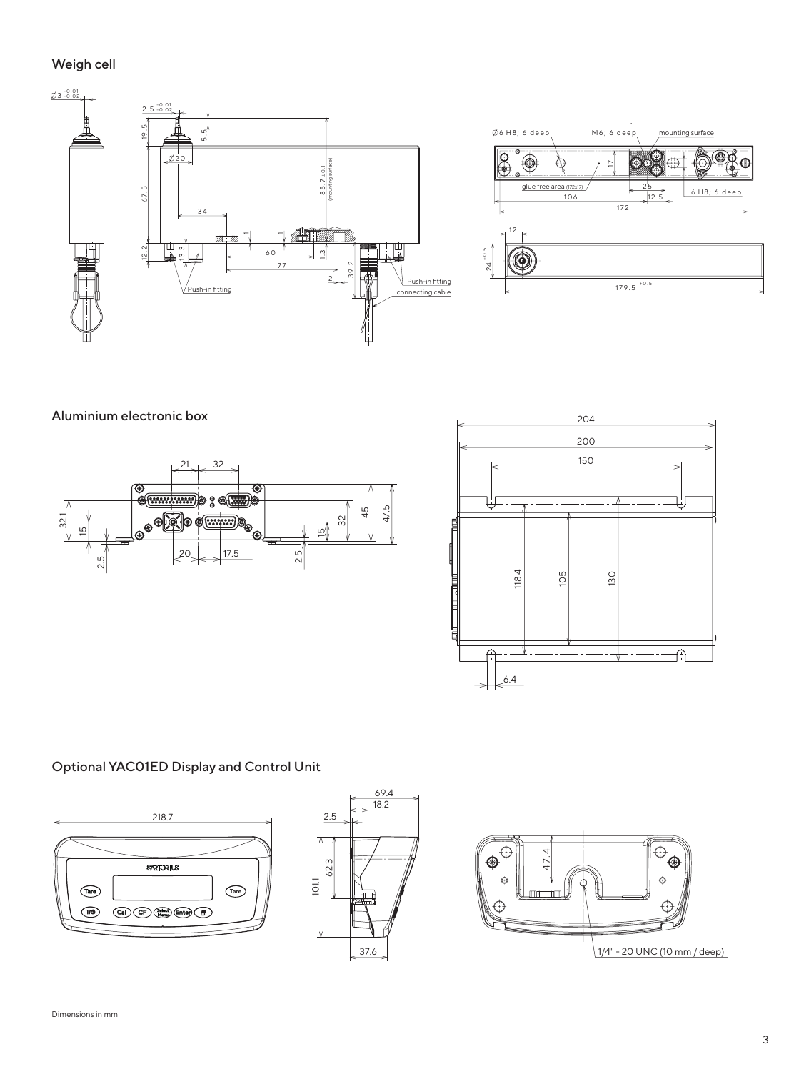## Weigh cell

## Aluminium electronic box

## Optional YAC01ED Display and Control Unit

Dimensions in mm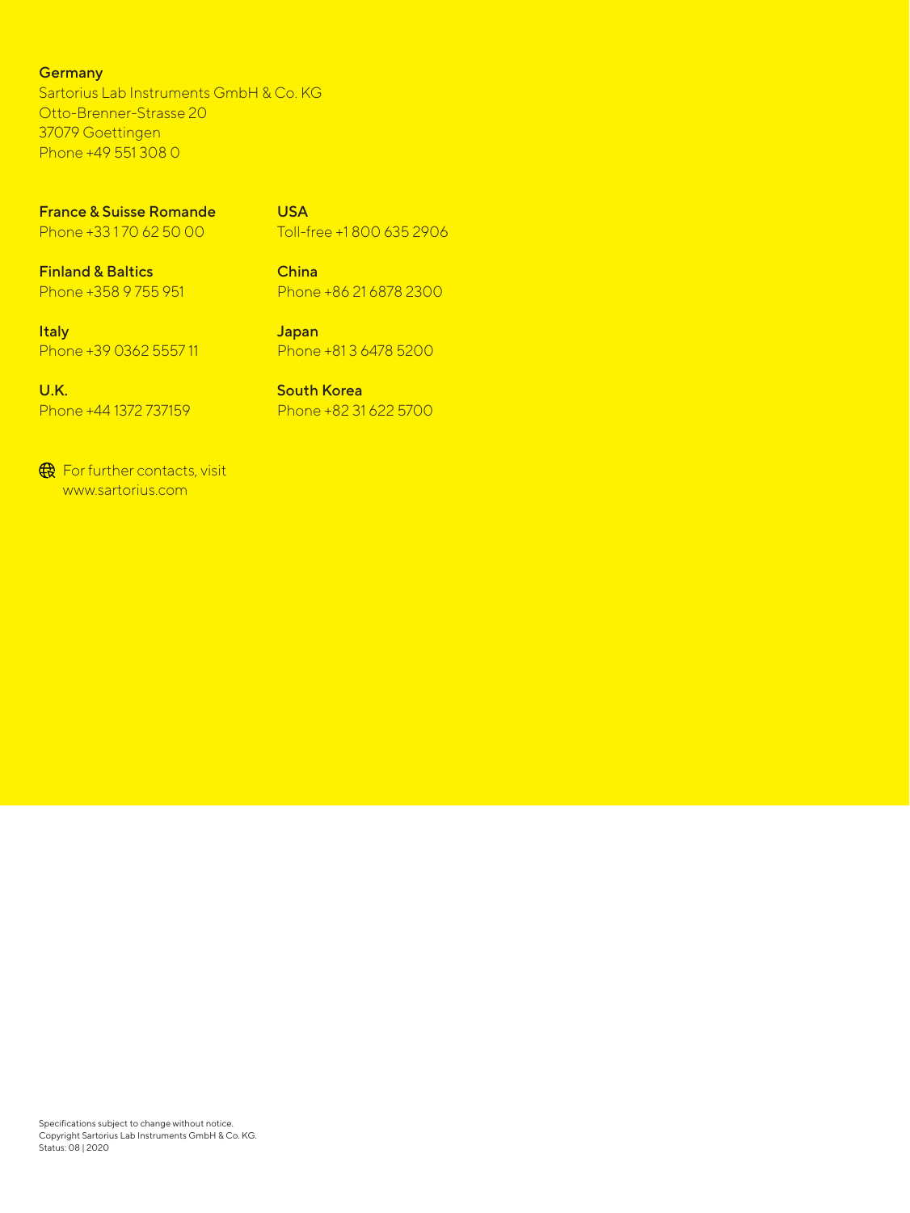**Germany**
Sartorius Lab Instruments GmbH & Co. KG
Otto-Brenner-Strasse 20
37079 Goettingen
Phone +49 551 308 0

**France & Suisse Romande**
Phone +33 1 70 62 50 00

**Finland & Baltics**
Phone +358 9 755 951

**Italy**
Phone +39 0362 5557 11

**U.K.**
Phone +44 1372 737159

**USA**
Toll-free +1 800 635 2906

**China**
Phone +86 21 6878 2300

**Japan**
Phone +81 3 6478 5200

**South Korea**
Phone +82 31 622 5700

For further contacts, visit
www.sartorius.com

Specifications subject to change without notice.
Copyright Sartorius Lab Instruments GmbH & Co. KG.
Status: 08 | 2020